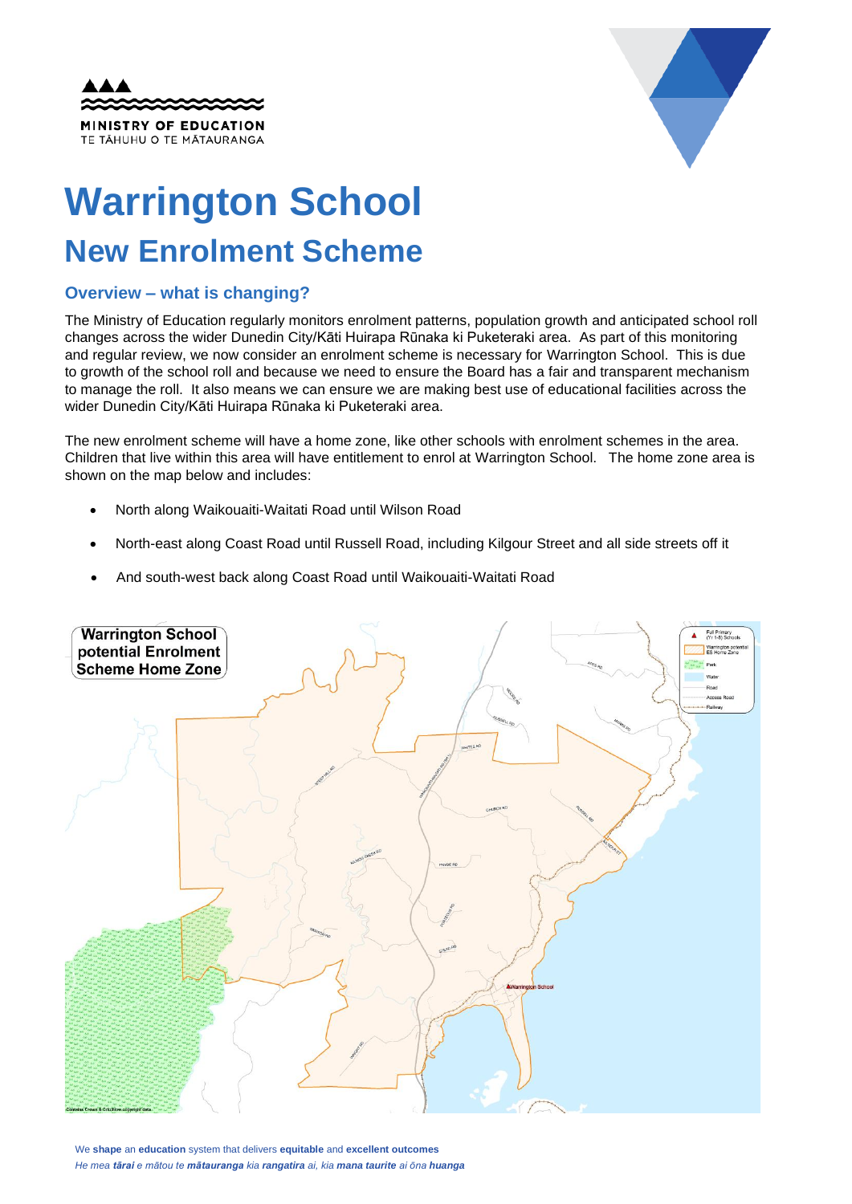# Warrington School

## New Enrolment Scheme

### Overview – what is changing?

The Ministry of Education regularly monitors enrolment patterns, population growth and anticipated school roll changes across the wider Dunedin City/Kāti Huirapa Rūnaka ki Puketeraki area. As part of this monitoring and regular review, we now consider an enrolment scheme is necessary for Warrington School. This is due to growth of the school roll and because we need to ensure the Board has a fair and transparent mechanism to manage the roll. It also means we can ensure we are making best use of educational facilities across the wider Dunedin City/Kāti Huirapa Rūnaka ki Puketeraki area.

The new enrolment scheme will have a home zone, like other schools with enrolment schemes in the area. Children that live within this area will have entitlement to enrol at Warrington School. The home zone area is shown on the map below and includes:

- North along Waikouaiti-Waitati Road until Wilson Road
- North-east along Coast Road until Russell Road, including Kilgour Street and all side streets off it
- And south-west back along Coast Road until Waikouaiti-Waitati Road

**Warrington School potential Enrolment Scheme Home Zone**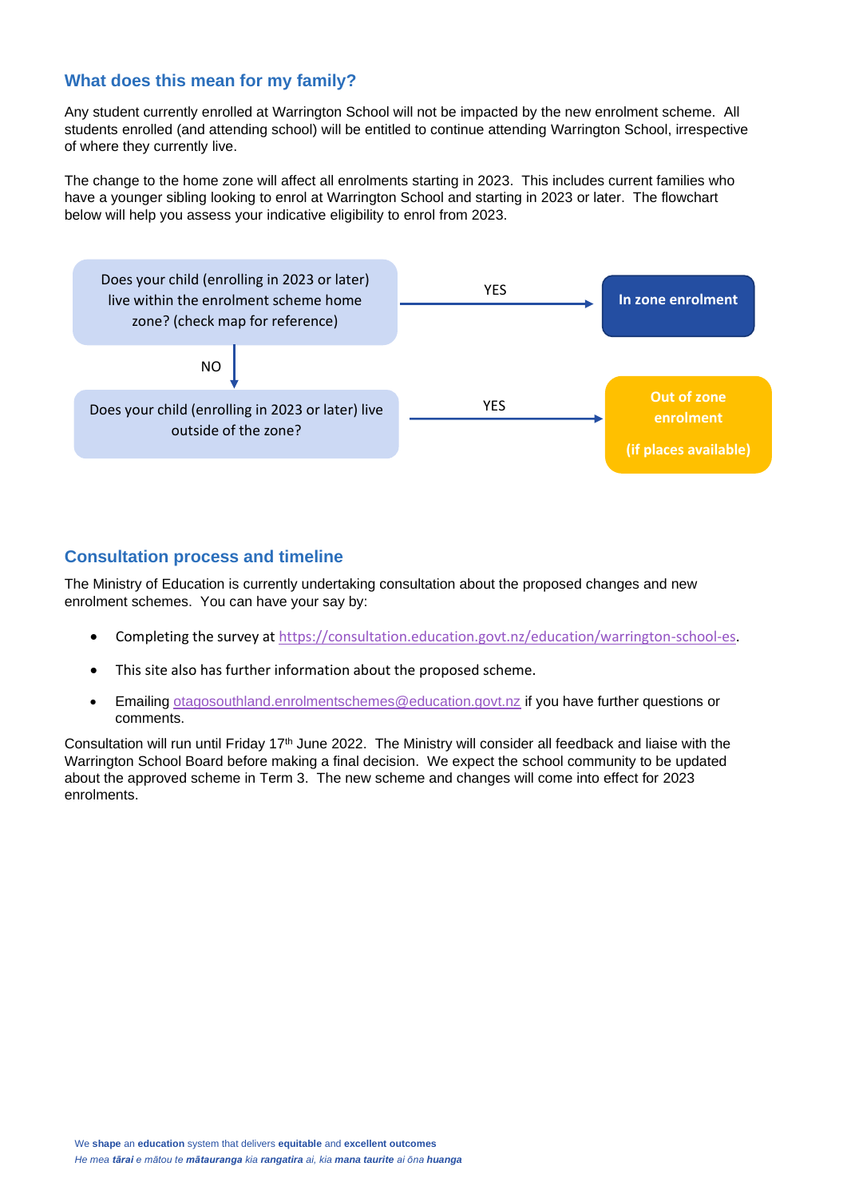## What does this mean for my family?

Any student currently enrolled at Warrington School will not be impacted by the new enrolment scheme. All students enrolled (and attending school) will be entitled to continue attending Warrington School, irrespective of where they currently live.

The change to the home zone will affect all enrolments starting in 2023. This includes current families who have a younger sibling looking to enrol at Warrington School and starting in 2023 or later. The flowchart below will help you assess your indicative eligibility to enrol from 2023.

Does your child (enrolling in 2023 or later) live within the enrolment scheme home zone? (check map for reference)

YES

In zone enrolment

NO

Does your child (enrolling in 2023 or later) live outside of the zone?

YES

Out of zone enrolment

(if places available)

## Consultation process and timeline

The Ministry of Education is currently undertaking consultation about the proposed changes and new enrolment schemes. You can have your say by:

- Completing the survey at https://consultation.education.govt.nz/education/warrington-school-es.
- This site also has further information about the proposed scheme.
- Emailing otagosouthland.enrolmentschemes@education.govt.nz if you have further questions or comments.

Consultation will run until Friday 17th June 2022. The Ministry will consider all feedback and liaise with the Warrington School Board before making a final decision. We expect the school community to be updated about the approved scheme in Term 3. The new scheme and changes will come into effect for 2023 enrolments.